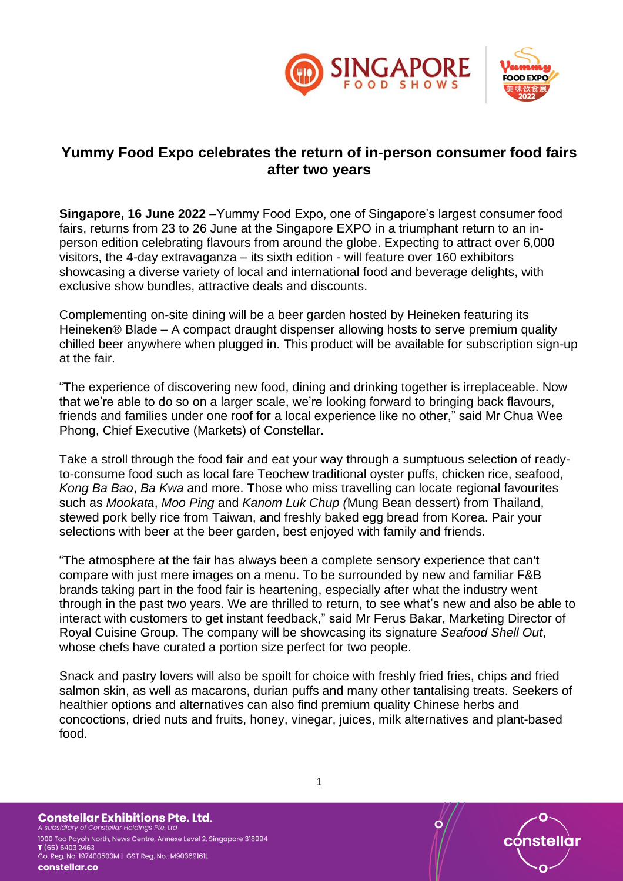# Yummy Food Expo celebrates the return of in-person consumer food fairs after two years

**Singapore, 16 June 2022** –Yummy Food Expo, one of Singapore's largest consumer food fairs, returns from 23 to 26 June at the Singapore EXPO in a triumphant return to an in-person edition celebrating flavours from around the globe. Expecting to attract over 6,000 visitors, the 4-day extravaganza – its sixth edition - will feature over 160 exhibitors showcasing a diverse variety of local and international food and beverage delights, with exclusive show bundles, attractive deals and discounts.

Complementing on-site dining will be a beer garden hosted by Heineken featuring its Heineken® Blade – A compact draught dispenser allowing hosts to serve premium quality chilled beer anywhere when plugged in. This product will be available for subscription sign-up at the fair.

"The experience of discovering new food, dining and drinking together is irreplaceable. Now that we're able to do so on a larger scale, we're looking forward to bringing back flavours, friends and families under one roof for a local experience like no other," said Mr Chua Wee Phong, Chief Executive (Markets) of Constellar.

Take a stroll through the food fair and eat your way through a sumptuous selection of ready-to-consume food such as local fare Teochew traditional oyster puffs, chicken rice, seafood, *Kong Ba Bao*, *Ba Kwa* and more. Those who miss travelling can locate regional favourites such as *Mookata*, *Moo Ping* and *Kanom Luk Chup (*Mung Bean dessert) from Thailand, stewed pork belly rice from Taiwan, and freshly baked egg bread from Korea. Pair your selections with beer at the beer garden, best enjoyed with family and friends.

"The atmosphere at the fair has always been a complete sensory experience that can't compare with just mere images on a menu. To be surrounded by new and familiar F&B brands taking part in the food fair is heartening, especially after what the industry went through in the past two years. We are thrilled to return, to see what's new and also be able to interact with customers to get instant feedback," said Mr Ferus Bakar, Marketing Director of Royal Cuisine Group. The company will be showcasing its signature *Seafood Shell Out*, whose chefs have curated a portion size perfect for two people.

Snack and pastry lovers will also be spoilt for choice with freshly fried fries, chips and fried salmon skin, as well as macarons, durian puffs and many other tantalising treats. Seekers of healthier options and alternatives can also find premium quality Chinese herbs and concoctions, dried nuts and fruits, honey, vinegar, juices, milk alternatives and plant-based food.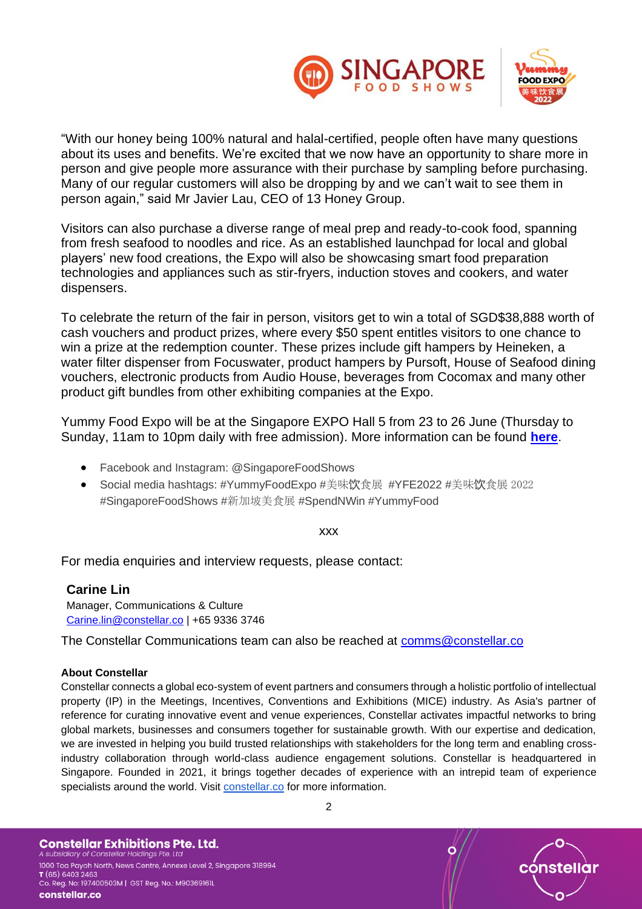"With our honey being 100% natural and halal-certified, people often have many questions about its uses and benefits. We're excited that we now have an opportunity to share more in person and give people more assurance with their purchase by sampling before purchasing. Many of our regular customers will also be dropping by and we can't wait to see them in person again," said Mr Javier Lau, CEO of 13 Honey Group.

Visitors can also purchase a diverse range of meal prep and ready-to-cook food, spanning from fresh seafood to noodles and rice. As an established launchpad for local and global players' new food creations, the Expo will also be showcasing smart food preparation technologies and appliances such as stir-fryers, induction stoves and cookers, and water dispensers.

To celebrate the return of the fair in person, visitors get to win a total of SGD$38,888 worth of cash vouchers and product prizes, where every $50 spent entitles visitors to one chance to win a prize at the redemption counter. These prizes include gift hampers by Heineken, a water filter dispenser from Focuswater, product hampers by Pursoft, House of Seafood dining vouchers, electronic products from Audio House, beverages from Cocomax and many other product gift bundles from other exhibiting companies at the Expo.

Yummy Food Expo will be at the Singapore EXPO Hall 5 from 23 to 26 June (Thursday to Sunday, 11am to 10pm daily with free admission). More information can be found **here**.

- Facebook and Instagram: @SingaporeFoodShows
- Social media hashtags: #YummyFoodExpo #美味饮食展 #YFE2022 #美味饮食展 2022 #SingaporeFoodShows #新加坡美食展 #SpendNWin #YummyFood

xxx

For media enquiries and interview requests, please contact:

**Carine Lin**
Manager, Communications & Culture
Carine.lin@constellar.co | +65 9336 3746

The Constellar Communications team can also be reached at comms@constellar.co

**About Constellar**

Constellar connects a global eco-system of event partners and consumers through a holistic portfolio of intellectual property (IP) in the Meetings, Incentives, Conventions and Exhibitions (MICE) industry. As Asia's partner of reference for curating innovative event and venue experiences, Constellar activates impactful networks to bring global markets, businesses and consumers together for sustainable growth. With our expertise and dedication, we are invested in helping you build trusted relationships with stakeholders for the long term and enabling cross-industry collaboration through world-class audience engagement solutions. Constellar is headquartered in Singapore. Founded in 2021, it brings together decades of experience with an intrepid team of experience specialists around the world. Visit constellar.co for more information.